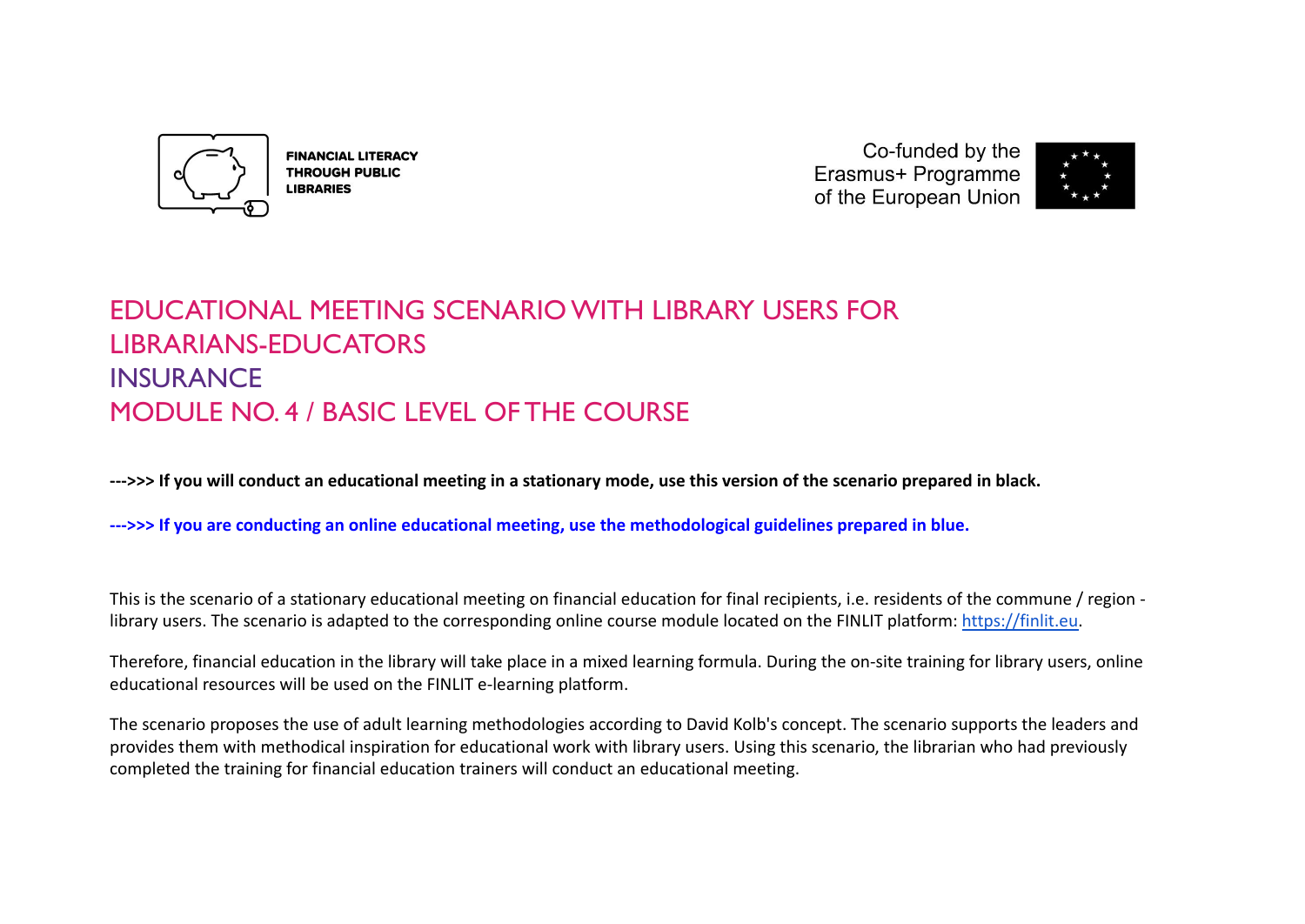FINANCIAL LITERACY THROUGH PUBLIC LIBRARIES

Co-funded by the Erasmus+ Programme of the European Union

# EDUCATIONAL MEETING SCENARIO WITH LIBRARY USERS FOR LIBRARIANS-EDUCATORS

# INSURANCE

# MODULE NO. 4 / BASIC LEVEL OF THE COURSE

**--->>> If you will conduct an educational meeting in a stationary mode, use this version of the scenario prepared in black.**

**--->>> If you are conducting an online educational meeting, use the methodological guidelines prepared in blue.**

This is the scenario of a stationary educational meeting on financial education for final recipients, i.e. residents of the commune / region - library users. The scenario is adapted to the corresponding online course module located on the FINLIT platform: https://finlit.eu.

Therefore, financial education in the library will take place in a mixed learning formula. During the on-site training for library users, online educational resources will be used on the FINLIT e-learning platform.

The scenario proposes the use of adult learning methodologies according to David Kolb's concept. The scenario supports the leaders and provides them with methodical inspiration for educational work with library users. Using this scenario, the librarian who had previously completed the training for financial education trainers will conduct an educational meeting.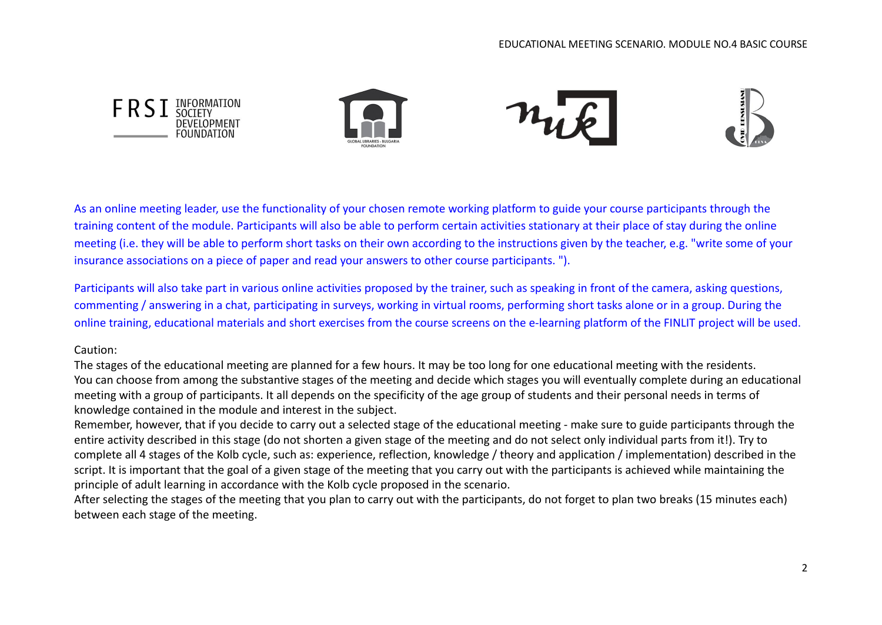As an online meeting leader, use the functionality of your chosen remote working platform to guide your course participants through the training content of the module. Participants will also be able to perform certain activities stationary at their place of stay during the online meeting (i.e. they will be able to perform short tasks on their own according to the instructions given by the teacher, e.g. "write some of your insurance associations on a piece of paper and read your answers to other course participants. ").

Participants will also take part in various online activities proposed by the trainer, such as speaking in front of the camera, asking questions, commenting / answering in a chat, participating in surveys, working in virtual rooms, performing short tasks alone or in a group. During the online training, educational materials and short exercises from the course screens on the e-learning platform of the FINLIT project will be used.

Caution:

The stages of the educational meeting are planned for a few hours. It may be too long for one educational meeting with the residents.
You can choose from among the substantive stages of the meeting and decide which stages you will eventually complete during an educational meeting with a group of participants. It all depends on the specificity of the age group of students and their personal needs in terms of knowledge contained in the module and interest in the subject.
Remember, however, that if you decide to carry out a selected stage of the educational meeting - make sure to guide participants through the entire activity described in this stage (do not shorten a given stage of the meeting and do not select only individual parts from it!). Try to complete all 4 stages of the Kolb cycle, such as: experience, reflection, knowledge / theory and application / implementation) described in the script. It is important that the goal of a given stage of the meeting that you carry out with the participants is achieved while maintaining the principle of adult learning in accordance with the Kolb cycle proposed in the scenario.
After selecting the stages of the meeting that you plan to carry out with the participants, do not forget to plan two breaks (15 minutes each) between each stage of the meeting.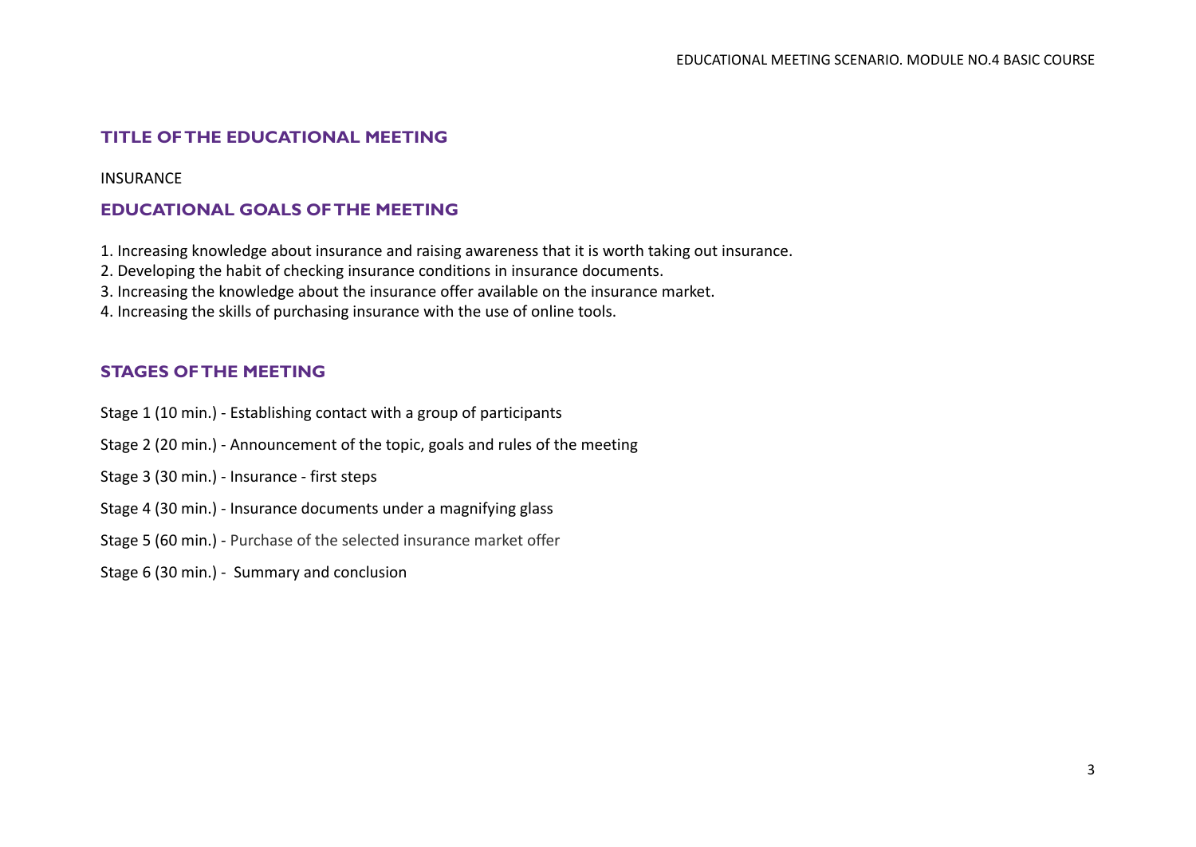## TITLE OF THE EDUCATIONAL MEETING

INSURANCE

## EDUCATIONAL GOALS OF THE MEETING

1. Increasing knowledge about insurance and raising awareness that it is worth taking out insurance.
2. Developing the habit of checking insurance conditions in insurance documents.
3. Increasing the knowledge about the insurance offer available on the insurance market.
4. Increasing the skills of purchasing insurance with the use of online tools.

## STAGES OF THE MEETING

Stage 1 (10 min.) - Establishing contact with a group of participants

Stage 2 (20 min.) - Announcement of the topic, goals and rules of the meeting

Stage 3 (30 min.) - Insurance - first steps

Stage 4 (30 min.) - Insurance documents under a magnifying glass

Stage 5 (60 min.) - Purchase of the selected insurance market offer

Stage 6 (30 min.) - Summary and conclusion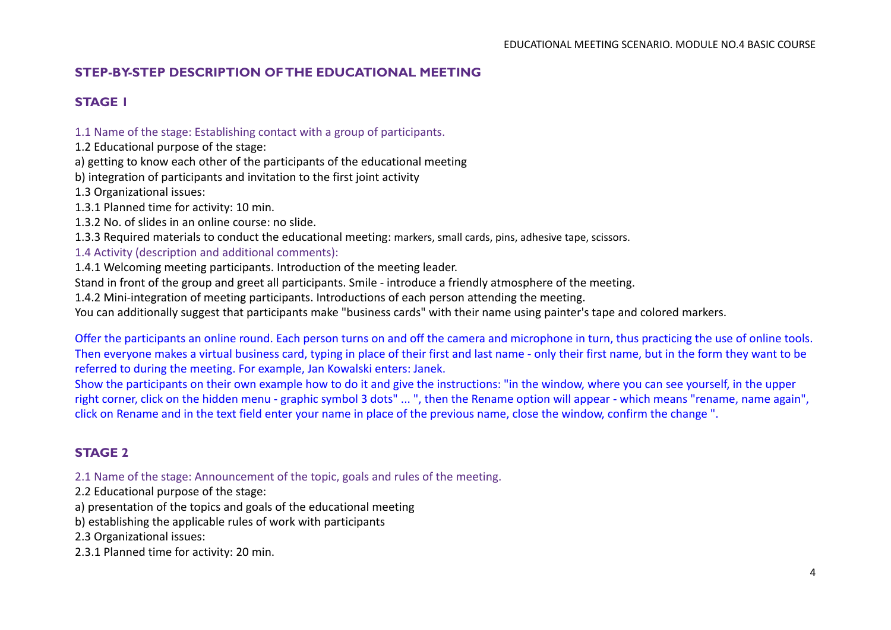## STEP-BY-STEP DESCRIPTION OF THE EDUCATIONAL MEETING

### STAGE 1

1.1 Name of the stage: Establishing contact with a group of participants.

1.2 Educational purpose of the stage:

a) getting to know each other of the participants of the educational meeting

b) integration of participants and invitation to the first joint activity

1.3 Organizational issues:

1.3.1 Planned time for activity: 10 min.

1.3.2 No. of slides in an online course: no slide.

1.3.3 Required materials to conduct the educational meeting: markers, small cards, pins, adhesive tape, scissors.

1.4 Activity (description and additional comments):

1.4.1 Welcoming meeting participants. Introduction of the meeting leader.

Stand in front of the group and greet all participants. Smile - introduce a friendly atmosphere of the meeting.

1.4.2 Mini-integration of meeting participants. Introductions of each person attending the meeting.

You can additionally suggest that participants make "business cards" with their name using painter's tape and colored markers.

Offer the participants an online round. Each person turns on and off the camera and microphone in turn, thus practicing the use of online tools. Then everyone makes a virtual business card, typing in place of their first and last name - only their first name, but in the form they want to be referred to during the meeting. For example, Jan Kowalski enters: Janek.

Show the participants on their own example how to do it and give the instructions: "in the window, where you can see yourself, in the upper right corner, click on the hidden menu - graphic symbol 3 dots" ... ", then the Rename option will appear - which means "rename, name again", click on Rename and in the text field enter your name in place of the previous name, close the window, confirm the change ".

### STAGE 2

2.1 Name of the stage: Announcement of the topic, goals and rules of the meeting.

2.2 Educational purpose of the stage:

a) presentation of the topics and goals of the educational meeting

b) establishing the applicable rules of work with participants

2.3 Organizational issues:

2.3.1 Planned time for activity: 20 min.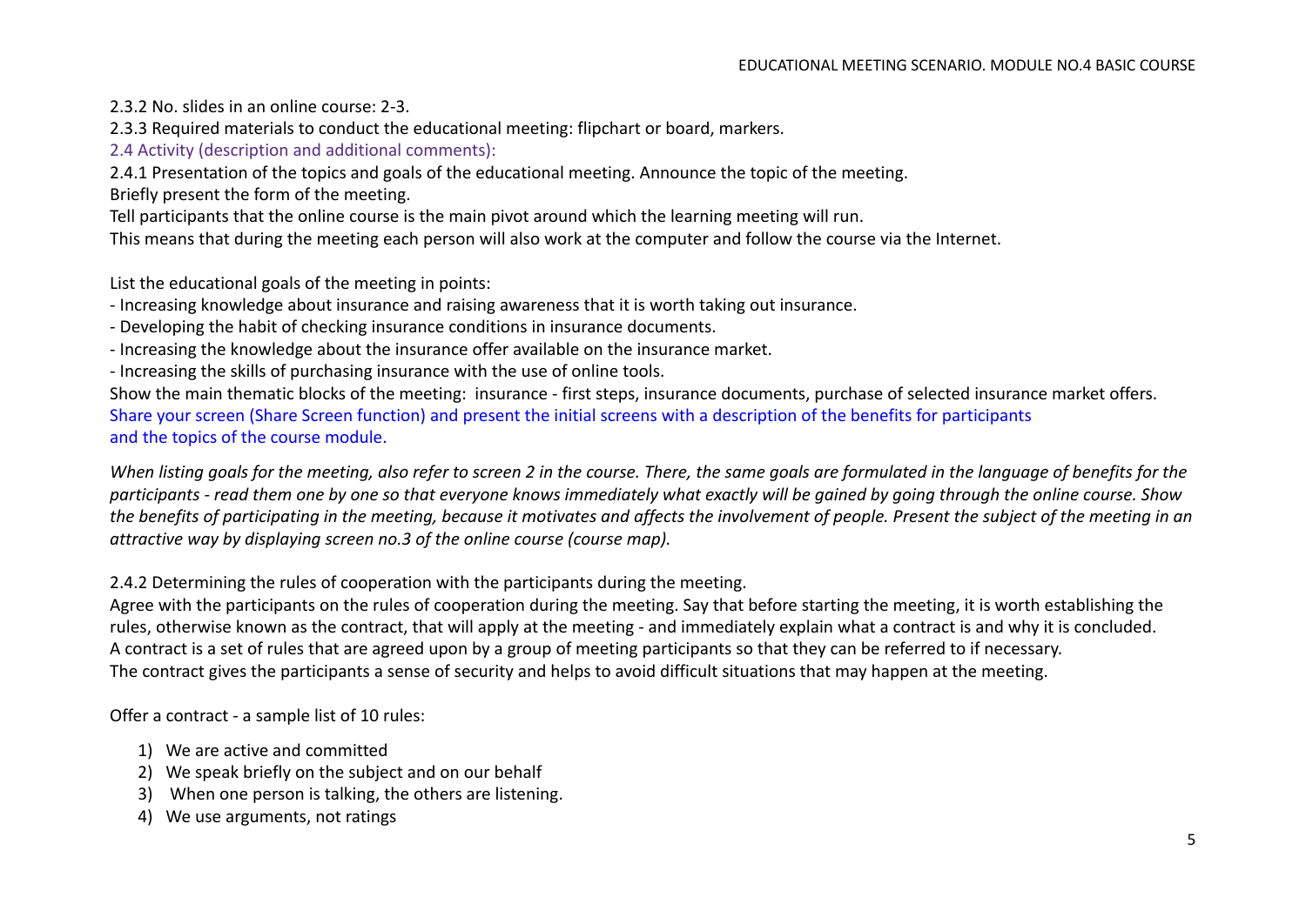2.3.2 No. slides in an online course: 2-3.

2.3.3 Required materials to conduct the educational meeting: flipchart or board, markers.

2.4 Activity (description and additional comments):

2.4.1 Presentation of the topics and goals of the educational meeting. Announce the topic of the meeting.
Briefly present the form of the meeting.
Tell participants that the online course is the main pivot around which the learning meeting will run.
This means that during the meeting each person will also work at the computer and follow the course via the Internet.

List the educational goals of the meeting in points:

- Increasing knowledge about insurance and raising awareness that it is worth taking out insurance.
- Developing the habit of checking insurance conditions in insurance documents.
- Increasing the knowledge about the insurance offer available on the insurance market.
- Increasing the skills of purchasing insurance with the use of online tools.

Show the main thematic blocks of the meeting: insurance - first steps, insurance documents, purchase of selected insurance market offers.
Share your screen (Share Screen function) and present the initial screens with a description of the benefits for participants and the topics of the course module.

*When listing goals for the meeting, also refer to screen 2 in the course. There, the same goals are formulated in the language of benefits for the participants - read them one by one so that everyone knows immediately what exactly will be gained by going through the online course. Show the benefits of participating in the meeting, because it motivates and affects the involvement of people. Present the subject of the meeting in an attractive way by displaying screen no.3 of the online course (course map).*

2.4.2 Determining the rules of cooperation with the participants during the meeting.
Agree with the participants on the rules of cooperation during the meeting. Say that before starting the meeting, it is worth establishing the rules, otherwise known as the contract, that will apply at the meeting - and immediately explain what a contract is and why it is concluded.
A contract is a set of rules that are agreed upon by a group of meeting participants so that they can be referred to if necessary.
The contract gives the participants a sense of security and helps to avoid difficult situations that may happen at the meeting.

Offer a contract - a sample list of 10 rules:

1) We are active and committed
2) We speak briefly on the subject and on our behalf
3) When one person is talking, the others are listening.
4) We use arguments, not ratings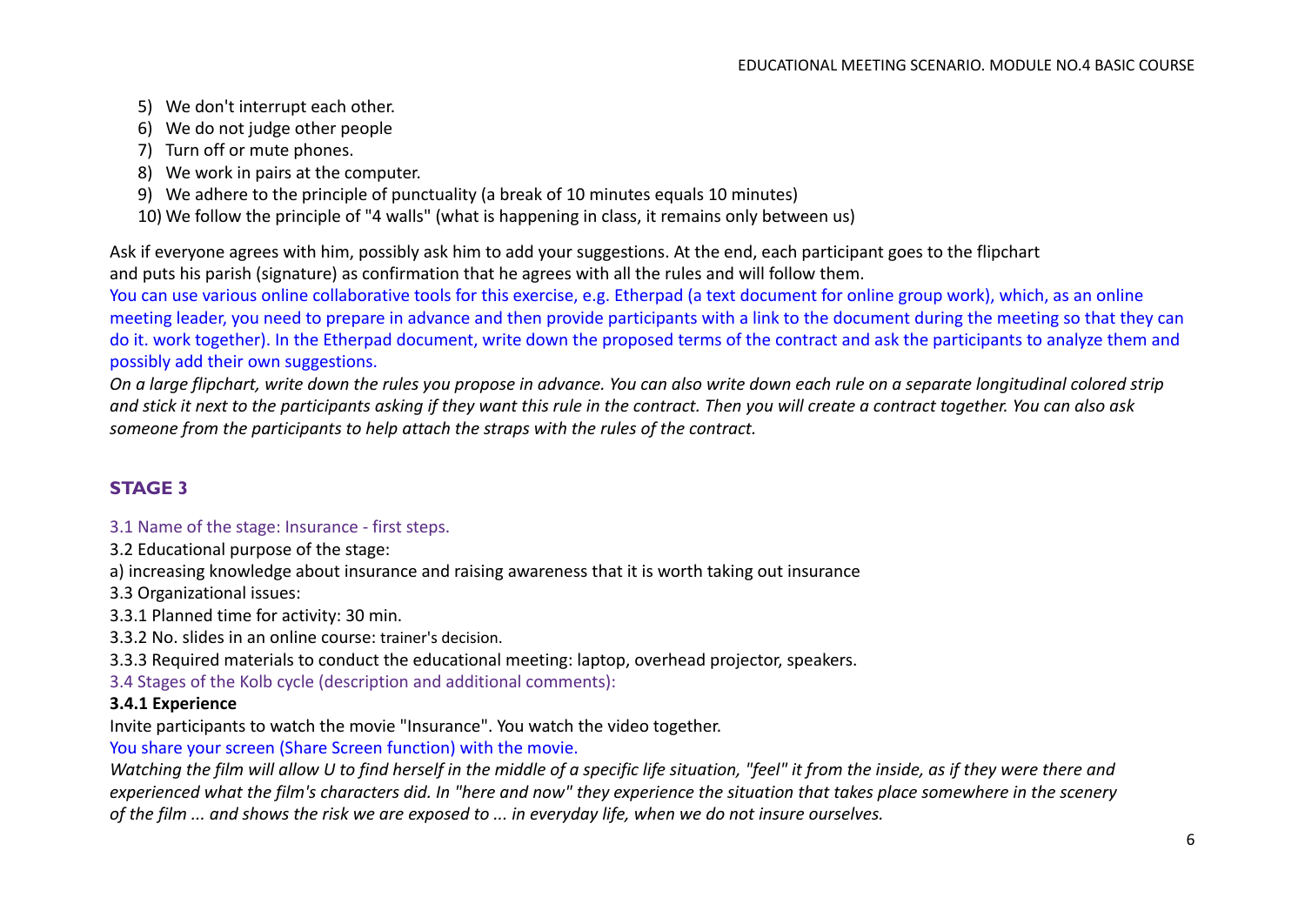5) We don't interrupt each other.
6) We do not judge other people
7) Turn off or mute phones.
8) We work in pairs at the computer.
9) We adhere to the principle of punctuality (a break of 10 minutes equals 10 minutes)
10) We follow the principle of "4 walls" (what is happening in class, it remains only between us)

Ask if everyone agrees with him, possibly ask him to add your suggestions. At the end, each participant goes to the flipchart and puts his parish (signature) as confirmation that he agrees with all the rules and will follow them.

You can use various online collaborative tools for this exercise, e.g. Etherpad (a text document for online group work), which, as an online meeting leader, you need to prepare in advance and then provide participants with a link to the document during the meeting so that they can do it. work together). In the Etherpad document, write down the proposed terms of the contract and ask the participants to analyze them and possibly add their own suggestions.

*On a large flipchart, write down the rules you propose in advance. You can also write down each rule on a separate longitudinal colored strip and stick it next to the participants asking if they want this rule in the contract. Then you will create a contract together. You can also ask someone from the participants to help attach the straps with the rules of the contract.*

## STAGE 3

3.1 Name of the stage: Insurance - first steps.

3.2 Educational purpose of the stage:

a) increasing knowledge about insurance and raising awareness that it is worth taking out insurance

3.3 Organizational issues:

3.3.1 Planned time for activity: 30 min.

3.3.2 No. slides in an online course: trainer's decision.

3.3.3 Required materials to conduct the educational meeting: laptop, overhead projector, speakers.

3.4 Stages of the Kolb cycle (description and additional comments):

**3.4.1 Experience**

Invite participants to watch the movie "Insurance". You watch the video together.

You share your screen (Share Screen function) with the movie.

*Watching the film will allow U to find herself in the middle of a specific life situation, "feel" it from the inside, as if they were there and experienced what the film's characters did. In "here and now" they experience the situation that takes place somewhere in the scenery of the film ... and shows the risk we are exposed to ... in everyday life, when we do not insure ourselves.*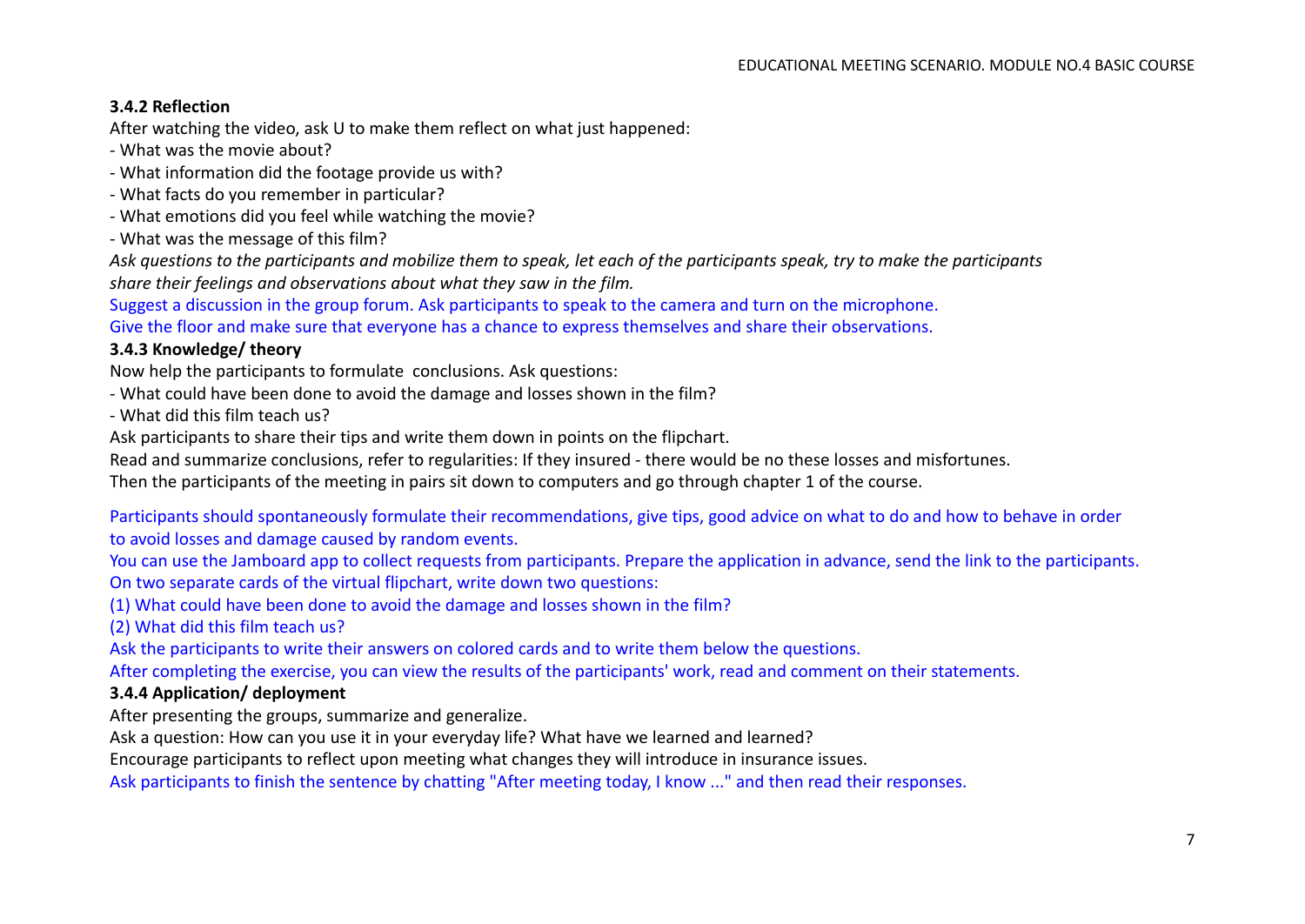### 3.4.2 Reflection

After watching the video, ask U to make them reflect on what just happened:

- What was the movie about?
- What information did the footage provide us with?
- What facts do you remember in particular?
- What emotions did you feel while watching the movie?
- What was the message of this film?

*Ask questions to the participants and mobilize them to speak, let each of the participants speak, try to make the participants share their feelings and observations about what they saw in the film.*

Suggest a discussion in the group forum. Ask participants to speak to the camera and turn on the microphone.
Give the floor and make sure that everyone has a chance to express themselves and share their observations.

### 3.4.3 Knowledge/ theory

Now help the participants to formulate conclusions. Ask questions:

- What could have been done to avoid the damage and losses shown in the film?
- What did this film teach us?

Ask participants to share their tips and write them down in points on the flipchart.
Read and summarize conclusions, refer to regularities: If they insured - there would be no these losses and misfortunes.
Then the participants of the meeting in pairs sit down to computers and go through chapter 1 of the course.

Participants should spontaneously formulate their recommendations, give tips, good advice on what to do and how to behave in order to avoid losses and damage caused by random events.
You can use the Jamboard app to collect requests from participants. Prepare the application in advance, send the link to the participants.
On two separate cards of the virtual flipchart, write down two questions:
(1) What could have been done to avoid the damage and losses shown in the film?
(2) What did this film teach us?
Ask the participants to write their answers on colored cards and to write them below the questions.
After completing the exercise, you can view the results of the participants' work, read and comment on their statements.

### 3.4.4 Application/ deployment

After presenting the groups, summarize and generalize.
Ask a question: How can you use it in your everyday life? What have we learned and learned?
Encourage participants to reflect upon meeting what changes they will introduce in insurance issues.
Ask participants to finish the sentence by chatting "After meeting today, I know ..." and then read their responses.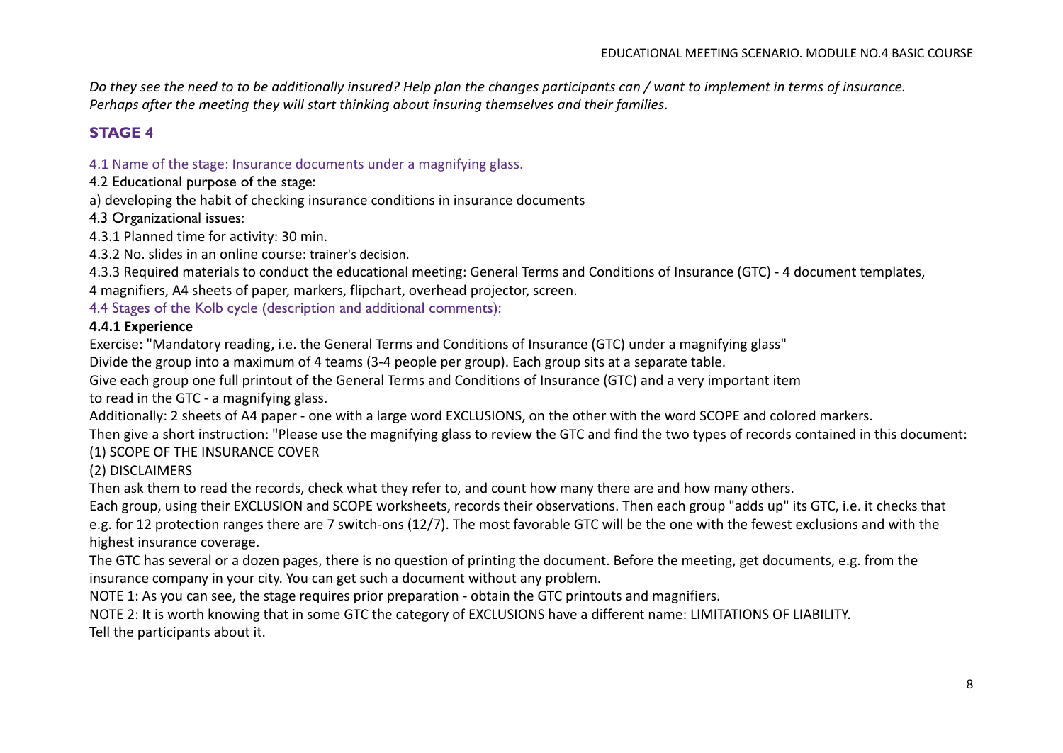*Do they see the need to to be additionally insured? Help plan the changes participants can / want to implement in terms of insurance. Perhaps after the meeting they will start thinking about insuring themselves and their families*.

## STAGE 4

4.1 Name of the stage: Insurance documents under a magnifying glass.

4.2 Educational purpose of the stage:

a) developing the habit of checking insurance conditions in insurance documents

4.3 Organizational issues:

4.3.1 Planned time for activity: 30 min.

4.3.2 No. slides in an online course: trainer's decision.

4.3.3 Required materials to conduct the educational meeting: General Terms and Conditions of Insurance (GTC) - 4 document templates, 4 magnifiers, A4 sheets of paper, markers, flipchart, overhead projector, screen.

4.4 Stages of the Kolb cycle (description and additional comments):

**4.4.1 Experience**

Exercise: "Mandatory reading, i.e. the General Terms and Conditions of Insurance (GTC) under a magnifying glass"

Divide the group into a maximum of 4 teams (3-4 people per group). Each group sits at a separate table.

Give each group one full printout of the General Terms and Conditions of Insurance (GTC) and a very important item to read in the GTC - a magnifying glass.

Additionally: 2 sheets of A4 paper - one with a large word EXCLUSIONS, on the other with the word SCOPE and colored markers.

Then give a short instruction: "Please use the magnifying glass to review the GTC and find the two types of records contained in this document:

(1) SCOPE OF THE INSURANCE COVER

(2) DISCLAIMERS

Then ask them to read the records, check what they refer to, and count how many there are and how many others.

Each group, using their EXCLUSION and SCOPE worksheets, records their observations. Then each group "adds up" its GTC, i.e. it checks that e.g. for 12 protection ranges there are 7 switch-ons (12/7). The most favorable GTC will be the one with the fewest exclusions and with the highest insurance coverage.

The GTC has several or a dozen pages, there is no question of printing the document. Before the meeting, get documents, e.g. from the insurance company in your city. You can get such a document without any problem.

NOTE 1: As you can see, the stage requires prior preparation - obtain the GTC printouts and magnifiers.

NOTE 2: It is worth knowing that in some GTC the category of EXCLUSIONS have a different name: LIMITATIONS OF LIABILITY. Tell the participants about it.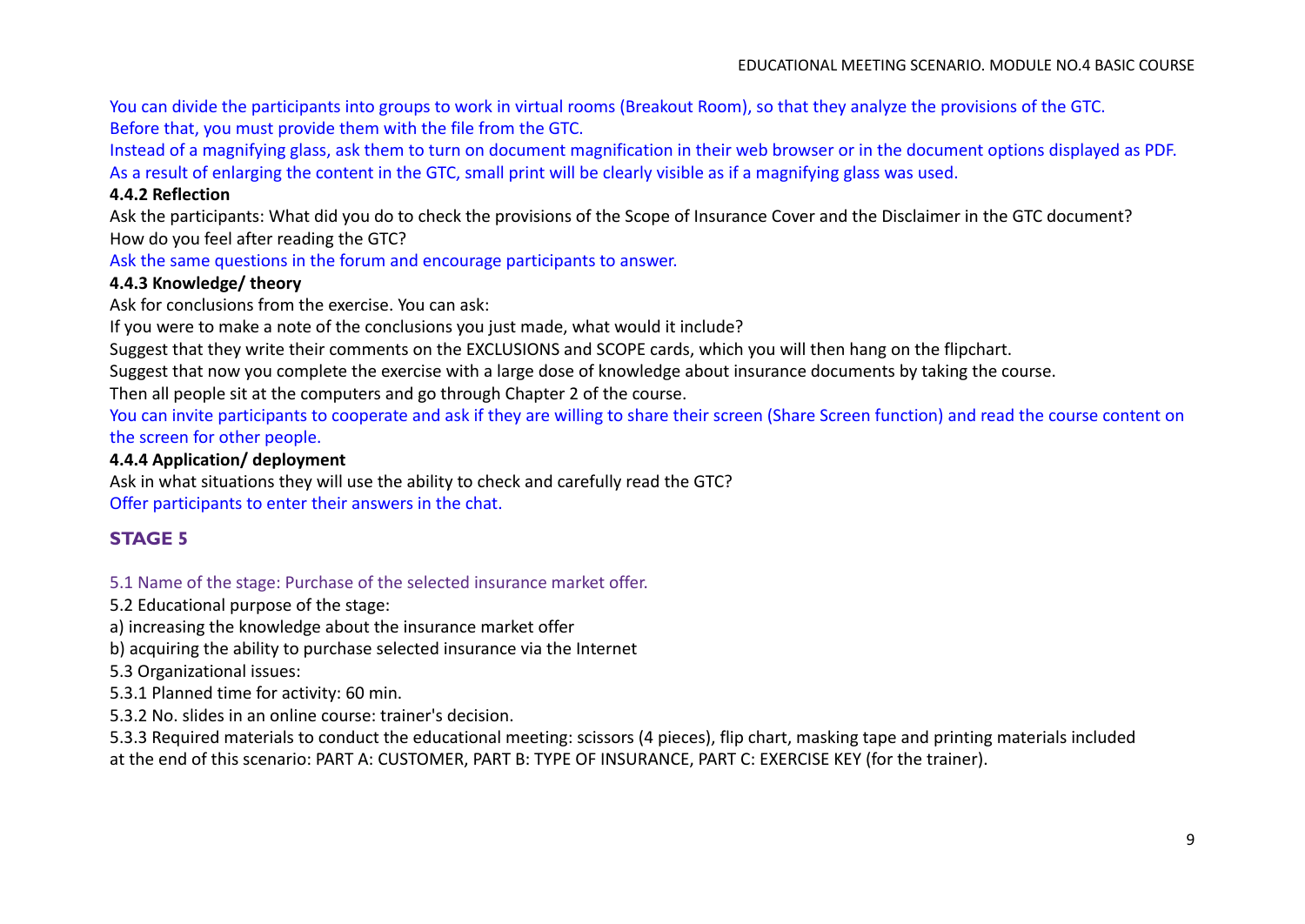You can divide the participants into groups to work in virtual rooms (Breakout Room), so that they analyze the provisions of the GTC. Before that, you must provide them with the file from the GTC.
Instead of a magnifying glass, ask them to turn on document magnification in their web browser or in the document options displayed as PDF. As a result of enlarging the content in the GTC, small print will be clearly visible as if a magnifying glass was used.

**4.4.2 Reflection**

Ask the participants: What did you do to check the provisions of the Scope of Insurance Cover and the Disclaimer in the GTC document? How do you feel after reading the GTC?
Ask the same questions in the forum and encourage participants to answer.

**4.4.3 Knowledge/ theory**

Ask for conclusions from the exercise. You can ask:
If you were to make a note of the conclusions you just made, what would it include?
Suggest that they write their comments on the EXCLUSIONS and SCOPE cards, which you will then hang on the flipchart.
Suggest that now you complete the exercise with a large dose of knowledge about insurance documents by taking the course.
Then all people sit at the computers and go through Chapter 2 of the course.
You can invite participants to cooperate and ask if they are willing to share their screen (Share Screen function) and read the course content on the screen for other people.

**4.4.4 Application/ deployment**

Ask in what situations they will use the ability to check and carefully read the GTC?
Offer participants to enter their answers in the chat.

## STAGE 5

5.1 Name of the stage: Purchase of the selected insurance market offer.
5.2 Educational purpose of the stage:
a) increasing the knowledge about the insurance market offer
b) acquiring the ability to purchase selected insurance via the Internet
5.3 Organizational issues:
5.3.1 Planned time for activity: 60 min.
5.3.2 No. slides in an online course: trainer's decision.
5.3.3 Required materials to conduct the educational meeting: scissors (4 pieces), flip chart, masking tape and printing materials included at the end of this scenario: PART A: CUSTOMER, PART B: TYPE OF INSURANCE, PART C: EXERCISE KEY (for the trainer).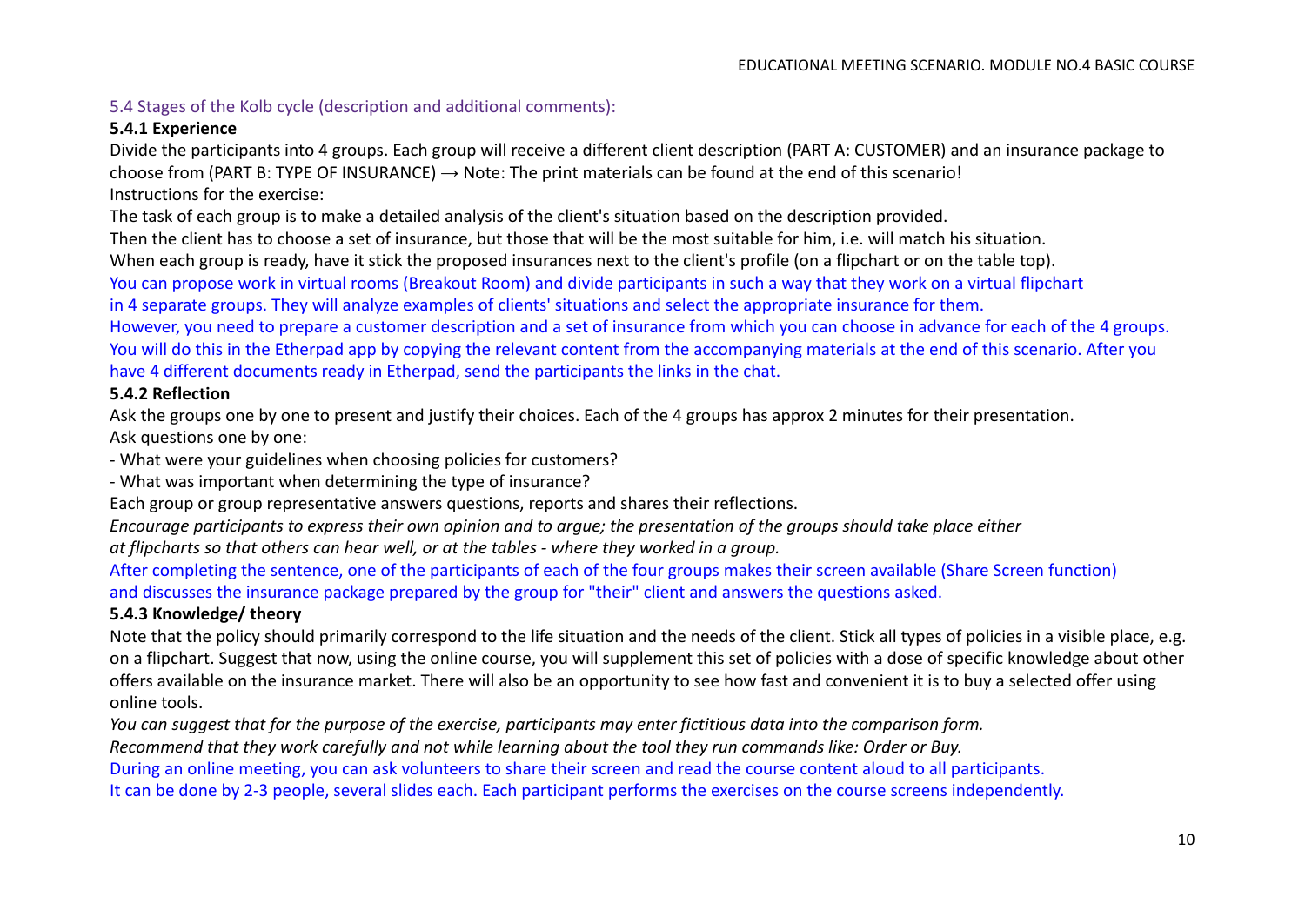### 5.4 Stages of the Kolb cycle (description and additional comments):

#### 5.4.1 Experience

Divide the participants into 4 groups. Each group will receive a different client description (PART A: CUSTOMER) and an insurance package to choose from (PART B: TYPE OF INSURANCE) → Note: The print materials can be found at the end of this scenario!
Instructions for the exercise:

The task of each group is to make a detailed analysis of the client's situation based on the description provided.
Then the client has to choose a set of insurance, but those that will be the most suitable for him, i.e. will match his situation.
When each group is ready, have it stick the proposed insurances next to the client's profile (on a flipchart or on the table top).
You can propose work in virtual rooms (Breakout Room) and divide participants in such a way that they work on a virtual flipchart in 4 separate groups. They will analyze examples of clients' situations and select the appropriate insurance for them.
However, you need to prepare a customer description and a set of insurance from which you can choose in advance for each of the 4 groups. You will do this in the Etherpad app by copying the relevant content from the accompanying materials at the end of this scenario. After you have 4 different documents ready in Etherpad, send the participants the links in the chat.

#### 5.4.2 Reflection

Ask the groups one by one to present and justify their choices. Each of the 4 groups has approx 2 minutes for their presentation.
Ask questions one by one:

- What were your guidelines when choosing policies for customers?
- What was important when determining the type of insurance?

Each group or group representative answers questions, reports and shares their reflections.
*Encourage participants to express their own opinion and to argue; the presentation of the groups should take place either at flipcharts so that others can hear well, or at the tables - where they worked in a group.*
After completing the sentence, one of the participants of each of the four groups makes their screen available (Share Screen function) and discusses the insurance package prepared by the group for "their" client and answers the questions asked.

#### 5.4.3 Knowledge/ theory

Note that the policy should primarily correspond to the life situation and the needs of the client. Stick all types of policies in a visible place, e.g. on a flipchart. Suggest that now, using the online course, you will supplement this set of policies with a dose of specific knowledge about other offers available on the insurance market. There will also be an opportunity to see how fast and convenient it is to buy a selected offer using online tools.
*You can suggest that for the purpose of the exercise, participants may enter fictitious data into the comparison form.*
*Recommend that they work carefully and not while learning about the tool they run commands like: Order or Buy.*
During an online meeting, you can ask volunteers to share their screen and read the course content aloud to all participants.
It can be done by 2-3 people, several slides each. Each participant performs the exercises on the course screens independently.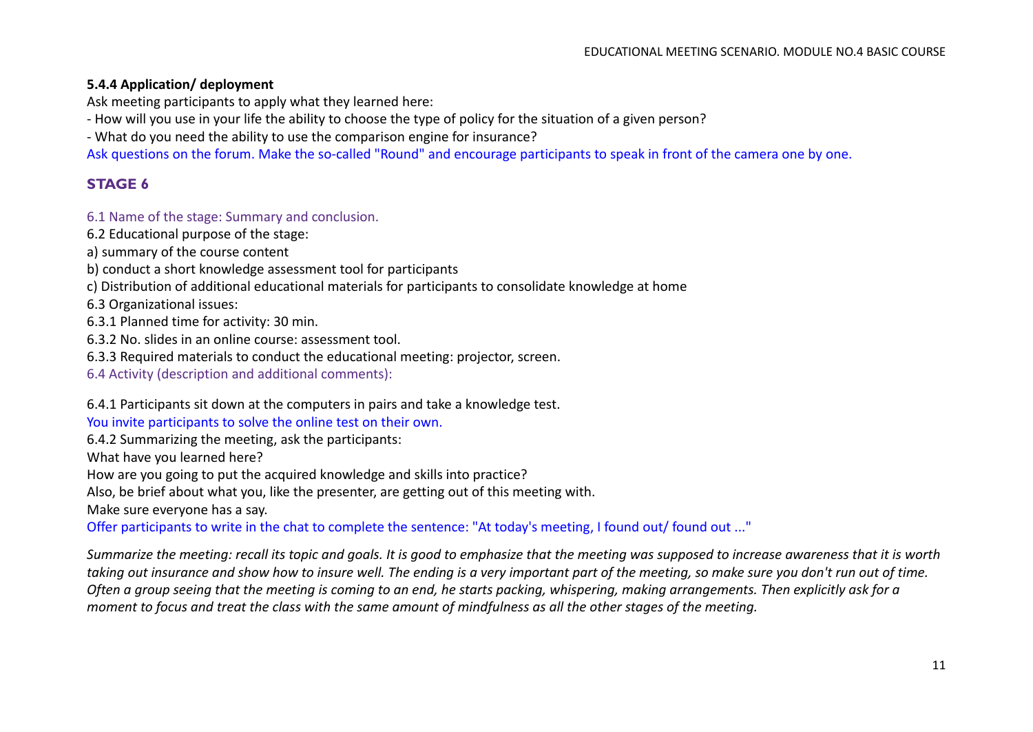**5.4.4 Application/ deployment**

Ask meeting participants to apply what they learned here:

- How will you use in your life the ability to choose the type of policy for the situation of a given person?
- What do you need the ability to use the comparison engine for insurance?

Ask questions on the forum. Make the so-called "Round" and encourage participants to speak in front of the camera one by one.

## STAGE 6

6.1 Name of the stage: Summary and conclusion.

6.2 Educational purpose of the stage:

a) summary of the course content

b) conduct a short knowledge assessment tool for participants

c) Distribution of additional educational materials for participants to consolidate knowledge at home

6.3 Organizational issues:

6.3.1 Planned time for activity: 30 min.

6.3.2 No. slides in an online course: assessment tool.

6.3.3 Required materials to conduct the educational meeting: projector, screen.

6.4 Activity (description and additional comments):

6.4.1 Participants sit down at the computers in pairs and take a knowledge test.

You invite participants to solve the online test on their own.

6.4.2 Summarizing the meeting, ask the participants:

What have you learned here?

How are you going to put the acquired knowledge and skills into practice?

Also, be brief about what you, like the presenter, are getting out of this meeting with.

Make sure everyone has a say.

Offer participants to write in the chat to complete the sentence: "At today's meeting, I found out/ found out ..."

*Summarize the meeting: recall its topic and goals. It is good to emphasize that the meeting was supposed to increase awareness that it is worth taking out insurance and show how to insure well. The ending is a very important part of the meeting, so make sure you don't run out of time. Often a group seeing that the meeting is coming to an end, he starts packing, whispering, making arrangements. Then explicitly ask for a moment to focus and treat the class with the same amount of mindfulness as all the other stages of the meeting.*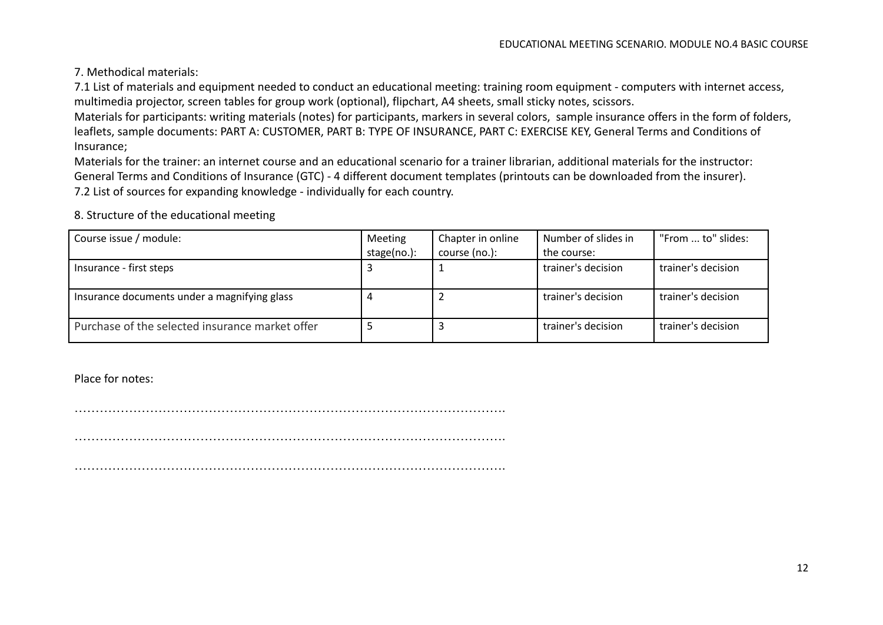7. Methodical materials:

7.1 List of materials and equipment needed to conduct an educational meeting: training room equipment - computers with internet access, multimedia projector, screen tables for group work (optional), flipchart, A4 sheets, small sticky notes, scissors.

Materials for participants: writing materials (notes) for participants, markers in several colors, sample insurance offers in the form of folders, leaflets, sample documents: PART A: CUSTOMER, PART B: TYPE OF INSURANCE, PART C: EXERCISE KEY, General Terms and Conditions of Insurance;

Materials for the trainer: an internet course and an educational scenario for a trainer librarian, additional materials for the instructor: General Terms and Conditions of Insurance (GTC) - 4 different document templates (printouts can be downloaded from the insurer).

7.2 List of sources for expanding knowledge - individually for each country.

8. Structure of the educational meeting

| Course issue / module: | Meeting stage(no.): | Chapter in online course (no.): | Number of slides in the course: | "From ... to" slides: |
|---|---|---|---|---|
| Insurance - first steps | 3 | 1 | trainer's decision | trainer's decision |
| Insurance documents under a magnifying glass | 4 | 2 | trainer's decision | trainer's decision |
| Purchase of the selected insurance market offer | 5 | 3 | trainer's decision | trainer's decision |

Place for notes:

…………………………………………………………………………………………

…………………………………………………………………………………………

…………………………………………………………………………………………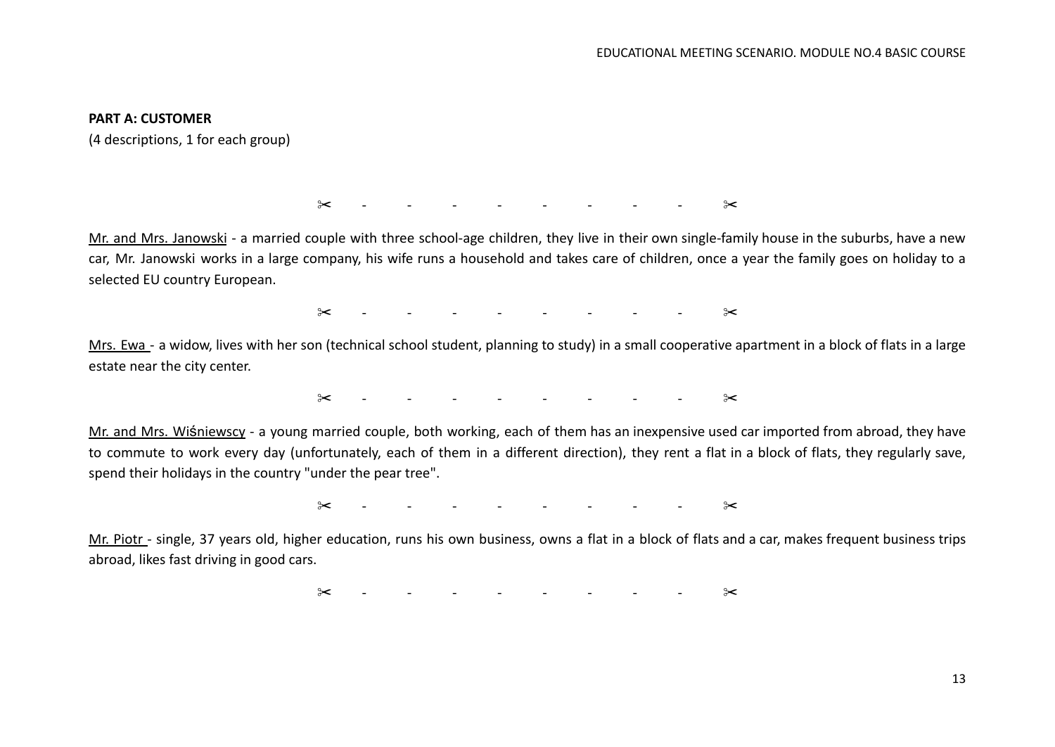**PART A: CUSTOMER**

(4 descriptions, 1 for each group)

✂ - - - - - - - - ✂

<u>Mr. and Mrs. Janowski</u> - a married couple with three school-age children, they live in their own single-family house in the suburbs, have a new car, Mr. Janowski works in a large company, his wife runs a household and takes care of children, once a year the family goes on holiday to a selected EU country European.

✂ - - - - - - - - ✂

<u>Mrs. Ewa</u> - a widow, lives with her son (technical school student, planning to study) in a small cooperative apartment in a block of flats in a large estate near the city center.

✂ - - - - - - - - ✂

<u>Mr. and Mrs. Wiśniewscy</u> - a young married couple, both working, each of them has an inexpensive used car imported from abroad, they have to commute to work every day (unfortunately, each of them in a different direction), they rent a flat in a block of flats, they regularly save, spend their holidays in the country "under the pear tree".

✂ - - - - - - - - ✂

<u>Mr. Piotr</u> - single, 37 years old, higher education, runs his own business, owns a flat in a block of flats and a car, makes frequent business trips abroad, likes fast driving in good cars.

✂ - - - - - - - - ✂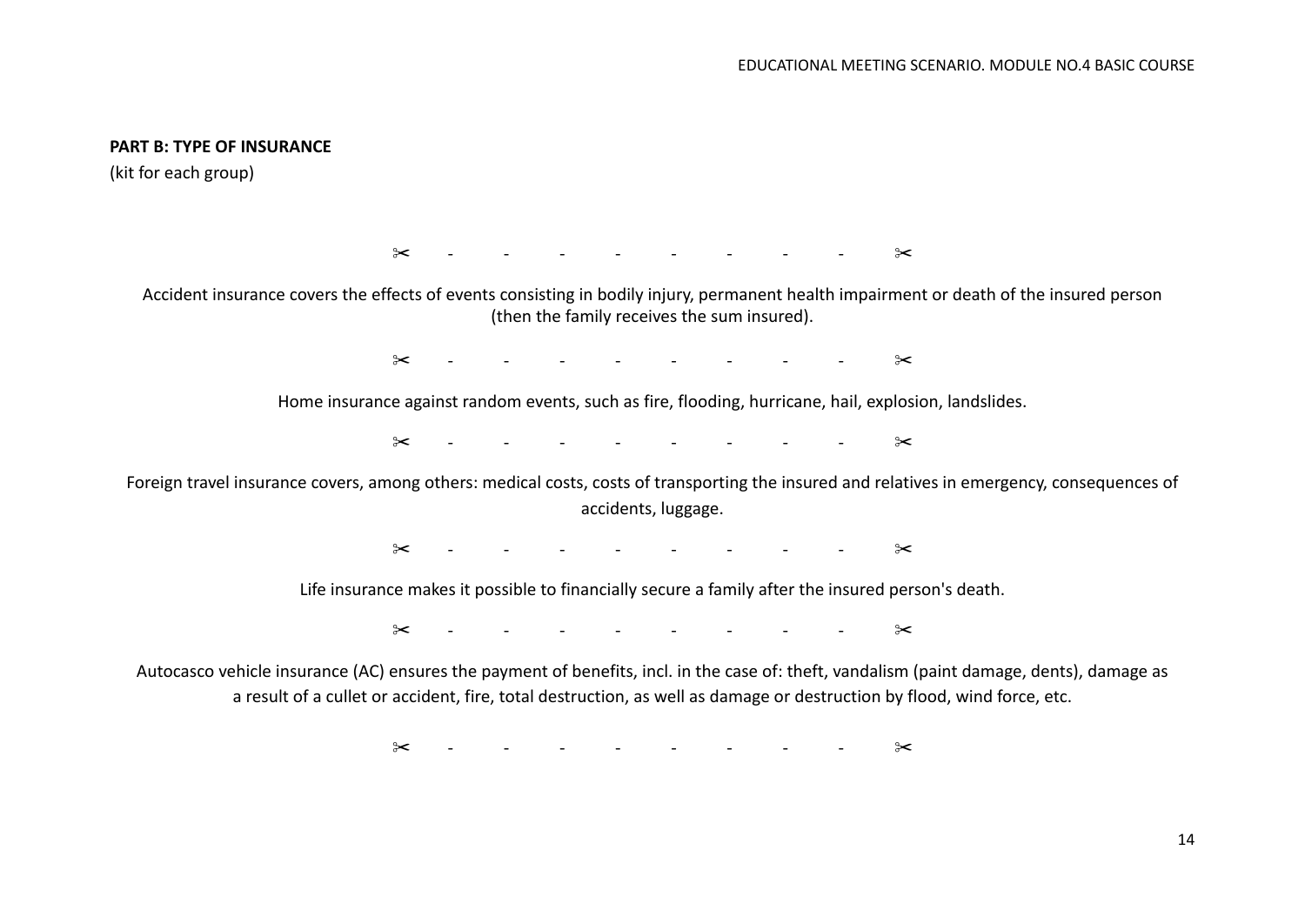**PART B: TYPE OF INSURANCE**

(kit for each group)

✂ - - - - - - - - ✂

Accident insurance covers the effects of events consisting in bodily injury, permanent health impairment or death of the insured person (then the family receives the sum insured).

✂ - - - - - - - - ✂

Home insurance against random events, such as fire, flooding, hurricane, hail, explosion, landslides.

✂ - - - - - - - - ✂

Foreign travel insurance covers, among others: medical costs, costs of transporting the insured and relatives in emergency, consequences of accidents, luggage.

✂ - - - - - - - - ✂

Life insurance makes it possible to financially secure a family after the insured person's death.

✂ - - - - - - - - ✂

Autocasco vehicle insurance (AC) ensures the payment of benefits, incl. in the case of: theft, vandalism (paint damage, dents), damage as a result of a cullet or accident, fire, total destruction, as well as damage or destruction by flood, wind force, etc.

✂ - - - - - - - - ✂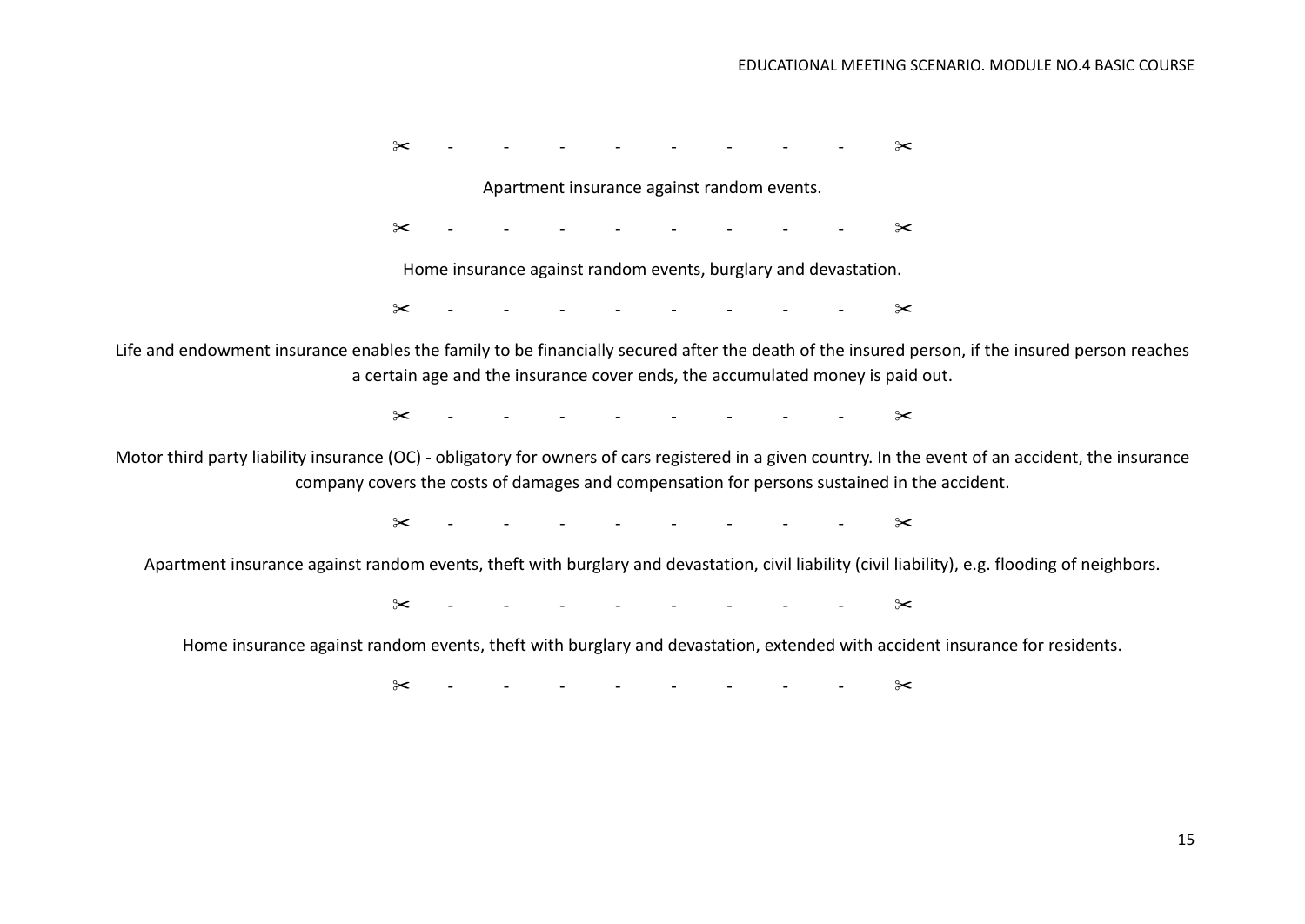✂ - - - - - - - - ✂

Apartment insurance against random events.

✂ - - - - - - - - ✂

Home insurance against random events, burglary and devastation.

✂ - - - - - - - - ✂

Life and endowment insurance enables the family to be financially secured after the death of the insured person, if the insured person reaches a certain age and the insurance cover ends, the accumulated money is paid out.

✂ - - - - - - - - ✂

Motor third party liability insurance (OC) - obligatory for owners of cars registered in a given country. In the event of an accident, the insurance company covers the costs of damages and compensation for persons sustained in the accident.

✂ - - - - - - - - ✂

Apartment insurance against random events, theft with burglary and devastation, civil liability (civil liability), e.g. flooding of neighbors.

✂ - - - - - - - - ✂

Home insurance against random events, theft with burglary and devastation, extended with accident insurance for residents.

✂ - - - - - - - - ✂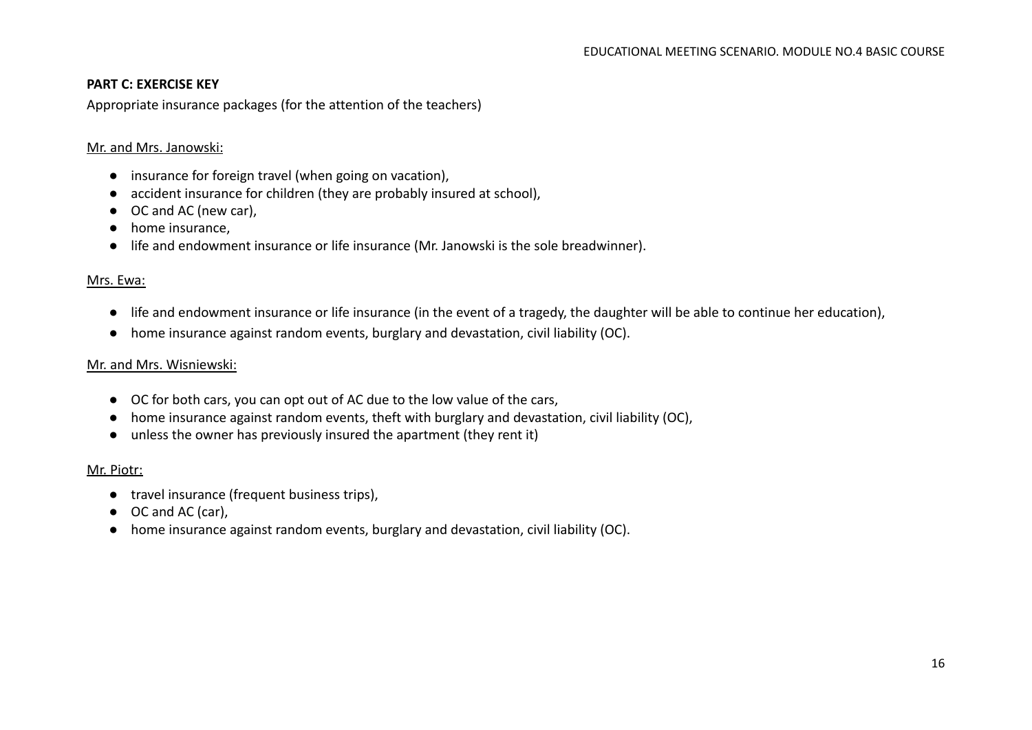**PART C: EXERCISE KEY**

Appropriate insurance packages (for the attention of the teachers)

<u>Mr. and Mrs. Janowski:</u>

- insurance for foreign travel (when going on vacation),
- accident insurance for children (they are probably insured at school),
- OC and AC (new car),
- home insurance,
- life and endowment insurance or life insurance (Mr. Janowski is the sole breadwinner).

<u>Mrs. Ewa:</u>

- life and endowment insurance or life insurance (in the event of a tragedy, the daughter will be able to continue her education),
- home insurance against random events, burglary and devastation, civil liability (OC).

<u>Mr. and Mrs. Wisniewski:</u>

- OC for both cars, you can opt out of AC due to the low value of the cars,
- home insurance against random events, theft with burglary and devastation, civil liability (OC),
- unless the owner has previously insured the apartment (they rent it)

<u>Mr. Piotr:</u>

- travel insurance (frequent business trips),
- OC and AC (car),
- home insurance against random events, burglary and devastation, civil liability (OC).